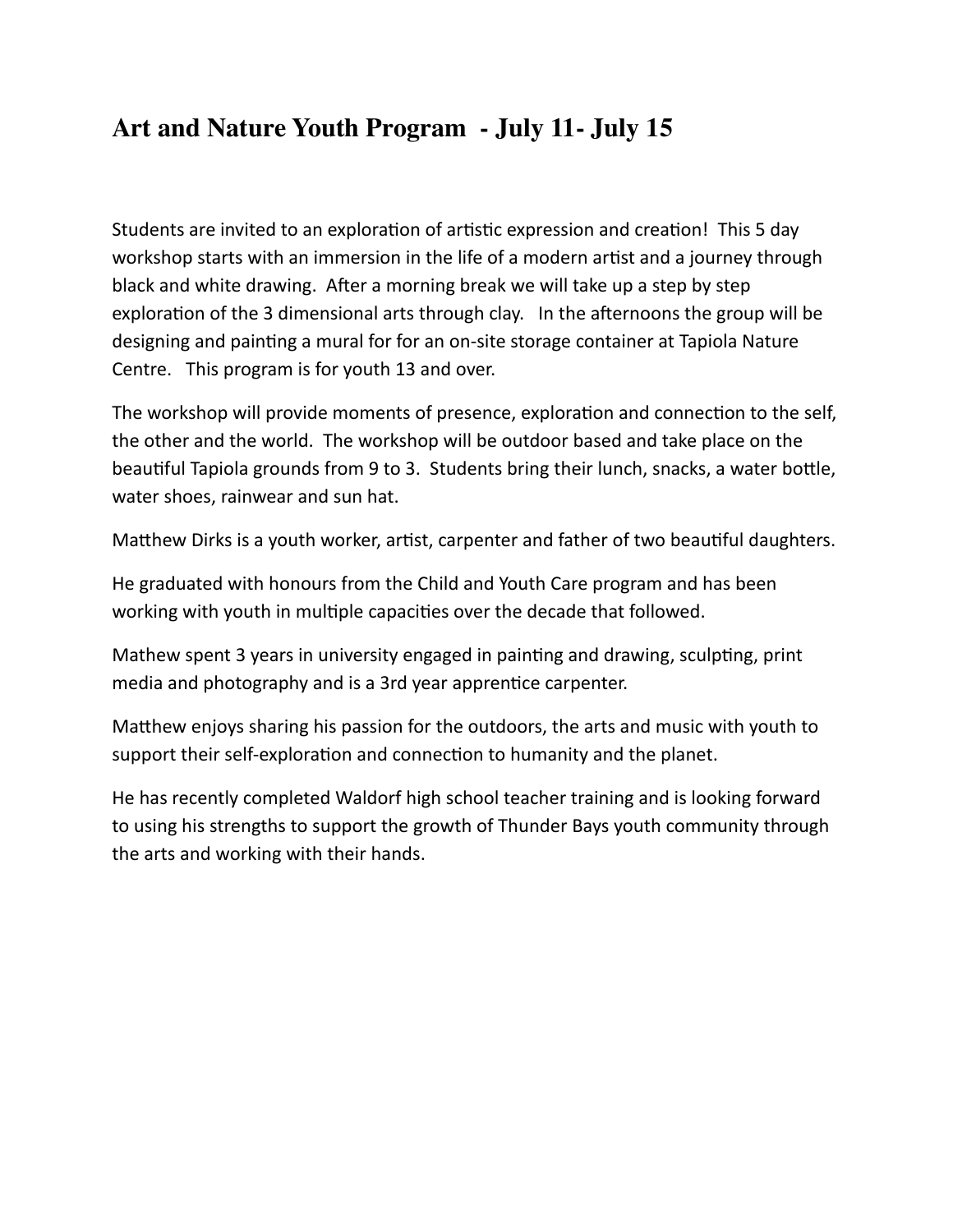# Art and Nature Youth Program - July 11- July 15

Students are invited to an exploration of artistic expression and creation! This 5 day workshop starts with an immersion in the life of a modern artist and a journey through black and white drawing. After a morning break we will take up a step by step exploration of the 3 dimensional arts through clay. In the afternoons the group will be designing and painting a mural for for an on-site storage container at Tapiola Nature Centre. This program is for youth 13 and over.

The workshop will provide moments of presence, exploration and connection to the self, the other and the world. The workshop will be outdoor based and take place on the beautiful Tapiola grounds from 9 to 3. Students bring their lunch, snacks, a water bottle, water shoes, rainwear and sun hat.

Matthew Dirks is a youth worker, artist, carpenter and father of two beautiful daughters.

He graduated with honours from the Child and Youth Care program and has been working with youth in multiple capacities over the decade that followed.

Mathew spent 3 years in university engaged in painting and drawing, sculpting, print media and photography and is a 3rd year apprentice carpenter.

Matthew enjoys sharing his passion for the outdoors, the arts and music with youth to support their self-exploration and connection to humanity and the planet.

He has recently completed Waldorf high school teacher training and is looking forward to using his strengths to support the growth of Thunder Bays youth community through the arts and working with their hands.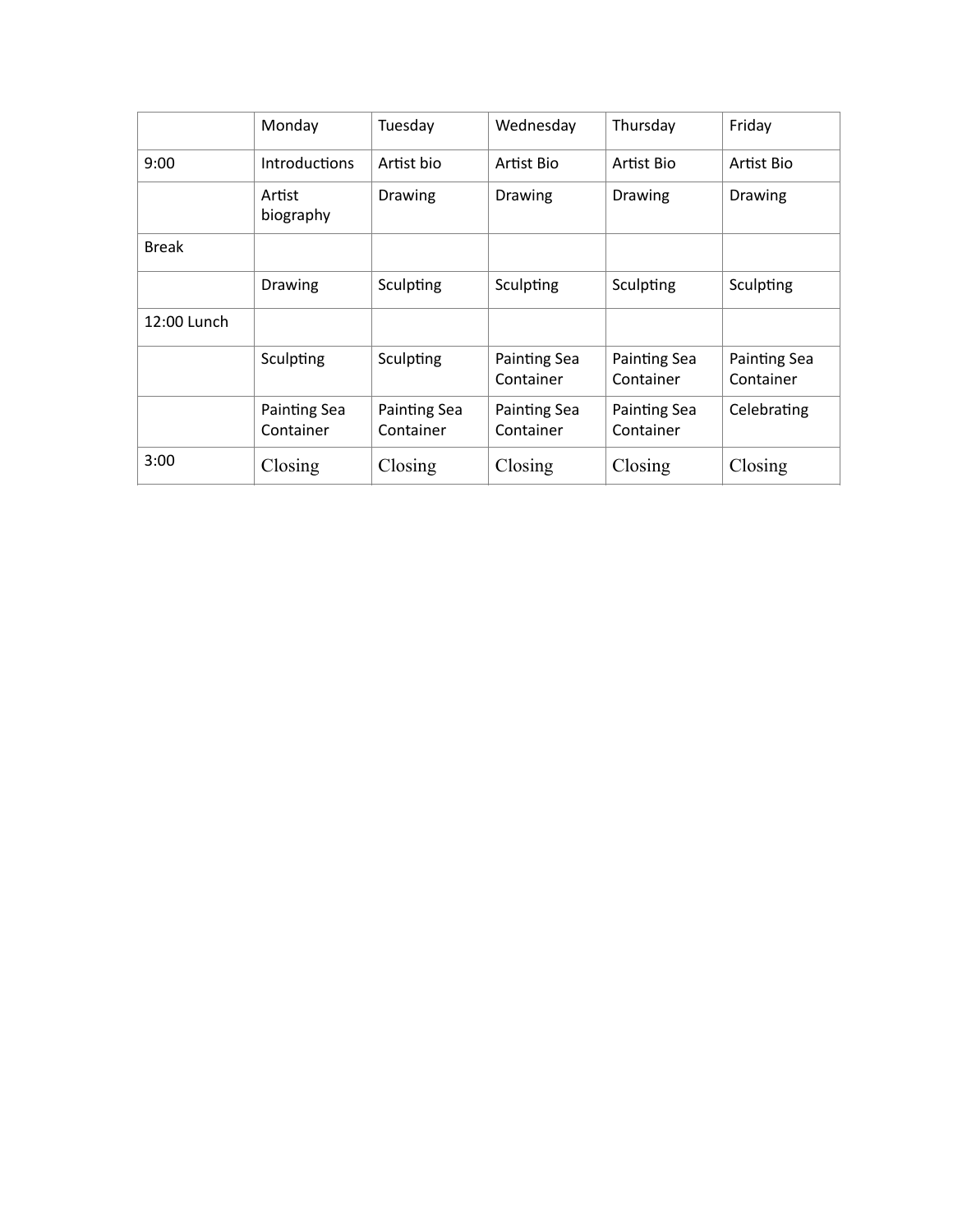| | Monday | Tuesday | Wednesday | Thursday | Friday |
|---|---|---|---|---|---|
| 9:00 | Introductions | Artist bio | Artist Bio | Artist Bio | Artist Bio |
| | Artist biography | Drawing | Drawing | Drawing | Drawing |
| Break | | | | | |
| | Drawing | Sculpting | Sculpting | Sculpting | Sculpting |
| 12:00 Lunch | | | | | |
| | Sculpting | Sculpting | Painting Sea Container | Painting Sea Container | Painting Sea Container |
| | Painting Sea Container | Painting Sea Container | Painting Sea Container | Painting Sea Container | Celebrating |
| 3:00 | Closing | Closing | Closing | Closing | Closing |